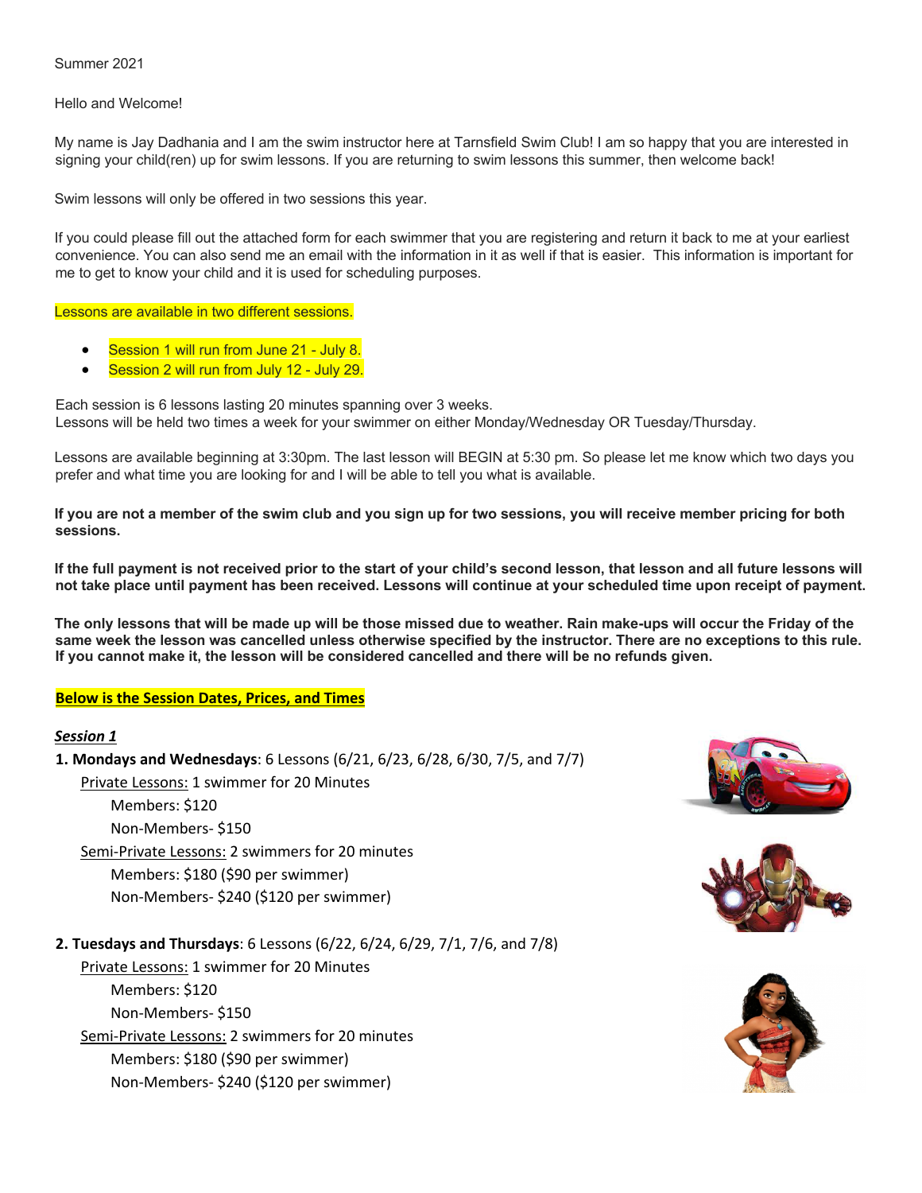Summer 2021

Hello and Welcome!

My name is Jay Dadhania and I am the swim instructor here at Tarnsfield Swim Club! I am so happy that you are interested in signing your child(ren) up for swim lessons. If you are returning to swim lessons this summer, then welcome back!

Swim lessons will only be offered in two sessions this year.

If you could please fill out the attached form for each swimmer that you are registering and return it back to me at your earliest convenience. You can also send me an email with the information in it as well if that is easier. This information is important for me to get to know your child and it is used for scheduling purposes.

Lessons are available in two different sessions.

- Session 1 will run from June 21 - July 8.
- Session 2 will run from July 12 - July 29.

Each session is 6 lessons lasting 20 minutes spanning over 3 weeks.
Lessons will be held two times a week for your swimmer on either Monday/Wednesday OR Tuesday/Thursday.

Lessons are available beginning at 3:30pm. The last lesson will BEGIN at 5:30 pm. So please let me know which two days you prefer and what time you are looking for and I will be able to tell you what is available.

**If you are not a member of the swim club and you sign up for two sessions, you will receive member pricing for both sessions.**

**If the full payment is not received prior to the start of your child's second lesson, that lesson and all future lessons will not take place until payment has been received. Lessons will continue at your scheduled time upon receipt of payment.**

**The only lessons that will be made up will be those missed due to weather. Rain make-ups will occur the Friday of the same week the lesson was cancelled unless otherwise specified by the instructor. There are no exceptions to this rule. If you cannot make it, the lesson will be considered cancelled and there will be no refunds given.**

**Below is the Session Dates, Prices, and Times**

***Session 1***

**1. Mondays and Wednesdays**: 6 Lessons (6/21, 6/23, 6/28, 6/30, 7/5, and 7/7)

Private Lessons: 1 swimmer for 20 Minutes
- Members: $120
- Non-Members- $150

Semi-Private Lessons: 2 swimmers for 20 minutes
- Members: $180 ($90 per swimmer)
- Non-Members- $240 ($120 per swimmer)

**2. Tuesdays and Thursdays**: 6 Lessons (6/22, 6/24, 6/29, 7/1, 7/6, and 7/8)

Private Lessons: 1 swimmer for 20 Minutes
- Members: $120
- Non-Members- $150

Semi-Private Lessons: 2 swimmers for 20 minutes
- Members: $180 ($90 per swimmer)
- Non-Members- $240 ($120 per swimmer)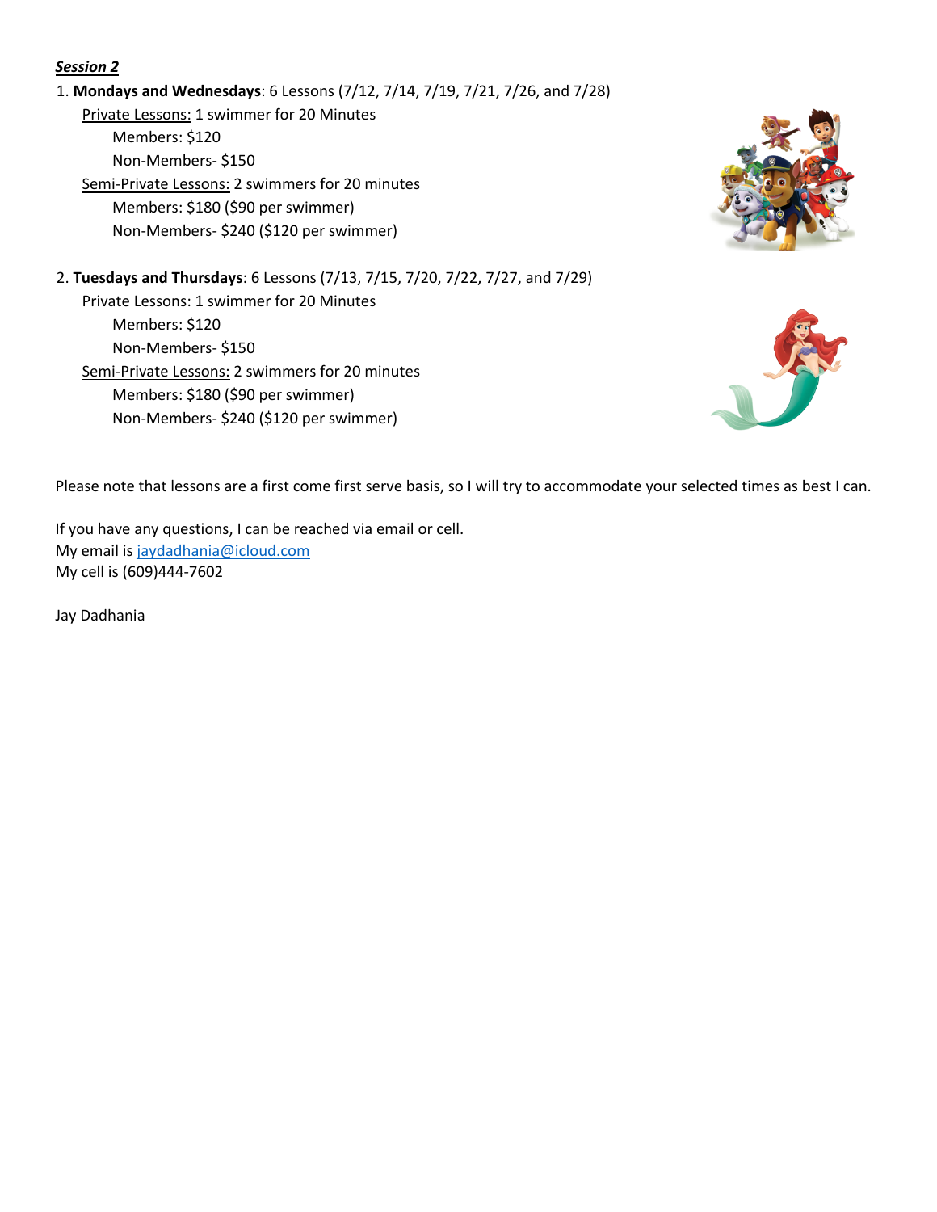***Session 2***

1. **Mondays and Wednesdays**: 6 Lessons (7/12, 7/14, 7/19, 7/21, 7/26, and 7/28)
   - Private Lessons: 1 swimmer for 20 Minutes
     - Members: $120
     - Non-Members- $150
   - Semi-Private Lessons: 2 swimmers for 20 minutes
     - Members: $180 ($90 per swimmer)
     - Non-Members- $240 ($120 per swimmer)

2. **Tuesdays and Thursdays**: 6 Lessons (7/13, 7/15, 7/20, 7/22, 7/27, and 7/29)
   - Private Lessons: 1 swimmer for 20 Minutes
     - Members: $120
     - Non-Members- $150
   - Semi-Private Lessons: 2 swimmers for 20 minutes
     - Members: $180 ($90 per swimmer)
     - Non-Members- $240 ($120 per swimmer)

Please note that lessons are a first come first serve basis, so I will try to accommodate your selected times as best I can.

If you have any questions, I can be reached via email or cell.
My email is jaydadhania@icloud.com
My cell is (609)444-7602

Jay Dadhania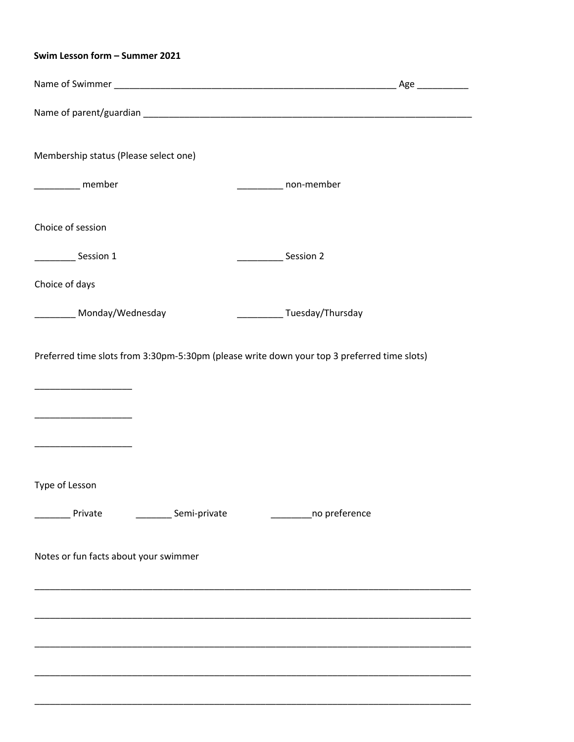**Swim Lesson form – Summer 2021**

Name of Swimmer ________________________________________________________ Age __________

Name of parent/guardian ___________________________________________________________________

Membership status (Please select one)

_________ member _________ non-member

Choice of session

________ Session 1 _________ Session 2

Choice of days

________ Monday/Wednesday _________ Tuesday/Thursday

Preferred time slots from 3:30pm-5:30pm (please write down your top 3 preferred time slots)

___________________

___________________

___________________

Type of Lesson

_______ Private _______ Semi-private ________no preference

Notes or fun facts about your swimmer

_____________________________________________________________________________________

_____________________________________________________________________________________

_____________________________________________________________________________________

_____________________________________________________________________________________

_____________________________________________________________________________________